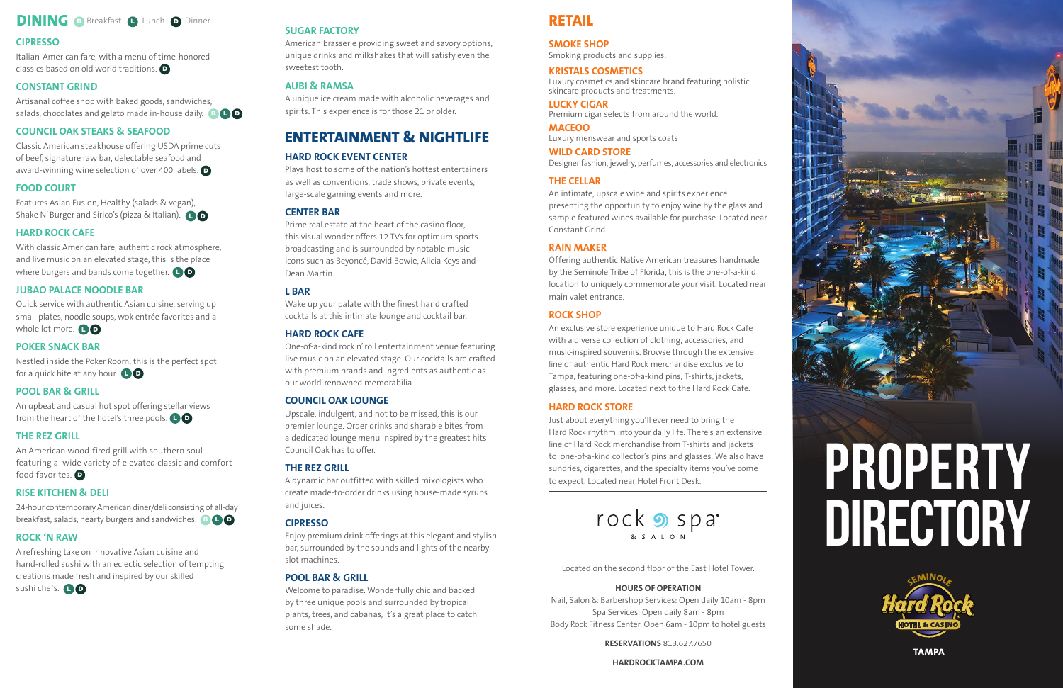## DINING

B Breakfast L Lunch D Dinner

### CIPRESSO

Italian-American fare, with a menu of time-honored classics based on old world traditions. D

### CONSTANT GRIND

Artisanal coffee shop with baked goods, sandwiches, salads, chocolates and gelato made in-house daily. B L D

### COUNCIL OAK STEAKS & SEAFOOD

Classic American steakhouse offering USDA prime cuts of beef, signature raw bar, delectable seafood and award-winning wine selection of over 400 labels. D

### FOOD COURT

Features Asian Fusion, Healthy (salads & vegan), Shake N' Burger and Sirico's (pizza & Italian). L D

### HARD ROCK CAFE

With classic American fare, authentic rock atmosphere, and live music on an elevated stage, this is the place where burgers and bands come together. L D

### JUBAO PALACE NOODLE BAR

Quick service with authentic Asian cuisine, serving up small plates, noodle soups, wok entrée favorites and a whole lot more. L D

### POKER SNACK BAR

Nestled inside the Poker Room, this is the perfect spot for a quick bite at any hour. L D

### POOL BAR & GRILL

An upbeat and casual hot spot offering stellar views from the heart of the hotel's three pools. L D

### THE REZ GRILL

An American wood-fired grill with southern soul featuring a wide variety of elevated classic and comfort food favorites. D

### RISE KITCHEN & DELI

24-hour contemporary American diner/deli consisting of all-day breakfast, salads, hearty burgers and sandwiches. B L D

### ROCK 'N RAW

A refreshing take on innovative Asian cuisine and hand-rolled sushi with an eclectic selection of tempting creations made fresh and inspired by our skilled sushi chefs. L D

### SUGAR FACTORY

American brasserie providing sweet and savory options, unique drinks and milkshakes that will satisfy even the sweetest tooth.

### AUBI & RAMSA

A unique ice cream made with alcoholic beverages and spirits. This experience is for those 21 or older.

## ENTERTAINMENT & NIGHTLIFE

### HARD ROCK EVENT CENTER

Plays host to some of the nation's hottest entertainers as well as conventions, trade shows, private events, large-scale gaming events and more.

### CENTER BAR

Prime real estate at the heart of the casino floor, this visual wonder offers 12 TVs for optimum sports broadcasting and is surrounded by notable music icons such as Beyoncé, David Bowie, Alicia Keys and Dean Martin.

### L BAR

Wake up your palate with the finest hand crafted cocktails at this intimate lounge and cocktail bar.

### HARD ROCK CAFE

One-of-a-kind rock n' roll entertainment venue featuring live music on an elevated stage. Our cocktails are crafted with premium brands and ingredients as authentic as our world-renowned memorabilia.

### COUNCIL OAK LOUNGE

Upscale, indulgent, and not to be missed, this is our premier lounge. Order drinks and sharable bites from a dedicated lounge menu inspired by the greatest hits Council Oak has to offer.

### THE REZ GRILL

A dynamic bar outfitted with skilled mixologists who create made-to-order drinks using house-made syrups and juices.

### CIPRESSO

Enjoy premium drink offerings at this elegant and stylish bar, surrounded by the sounds and lights of the nearby slot machines.

### POOL BAR & GRILL

Welcome to paradise. Wonderfully chic and backed by three unique pools and surrounded by tropical plants, trees, and cabanas, it's a great place to catch some shade.

## RETAIL

### SMOKE SHOP

Smoking products and supplies.

### KRISTALS COSMETICS

Luxury cosmetics and skincare brand featuring holistic skincare products and treatments.

### LUCKY CIGAR

Premium cigar selects from around the world.

### MACEOO

Luxury menswear and sports coats

### WILD CARD STORE

Designer fashion, jewelry, perfumes, accessories and electronics

### THE CELLAR

An intimate, upscale wine and spirits experience presenting the opportunity to enjoy wine by the glass and sample featured wines available for purchase. Located near Constant Grind.

### RAIN MAKER

Offering authentic Native American treasures handmade by the Seminole Tribe of Florida, this is the one-of-a-kind location to uniquely commemorate your visit. Located near main valet entrance.

### ROCK SHOP

An exclusive store experience unique to Hard Rock Cafe with a diverse collection of clothing, accessories, and music-inspired souvenirs. Browse through the extensive line of authentic Hard Rock merchandise exclusive to Tampa, featuring one-of-a-kind pins, T-shirts, jackets, glasses, and more. Located next to the Hard Rock Cafe.

### HARD ROCK STORE

Just about everything you'll ever need to bring the Hard Rock rhythm into your daily life. There's an extensive line of Hard Rock merchandise from T-shirts and jackets to one-of-a-kind collector's pins and glasses. We also have sundries, cigarettes, and the specialty items you've come to expect. Located near Hotel Front Desk.

---

rock spa & SALON

Located on the second floor of the East Hotel Tower.

**HOURS OF OPERATION**

Nail, Salon & Barbershop Services: Open daily 10am - 8pm
Spa Services: Open daily 8am - 8pm
Body Rock Fitness Center: Open 6am - 10pm to hotel guests

**RESERVATIONS** 813.627.7650

**HARDROCKTAMPA.COM**

# PROPERTY DIRECTORY

SEMINOLE Hard Rock HOTEL & CASINO

**TAMPA**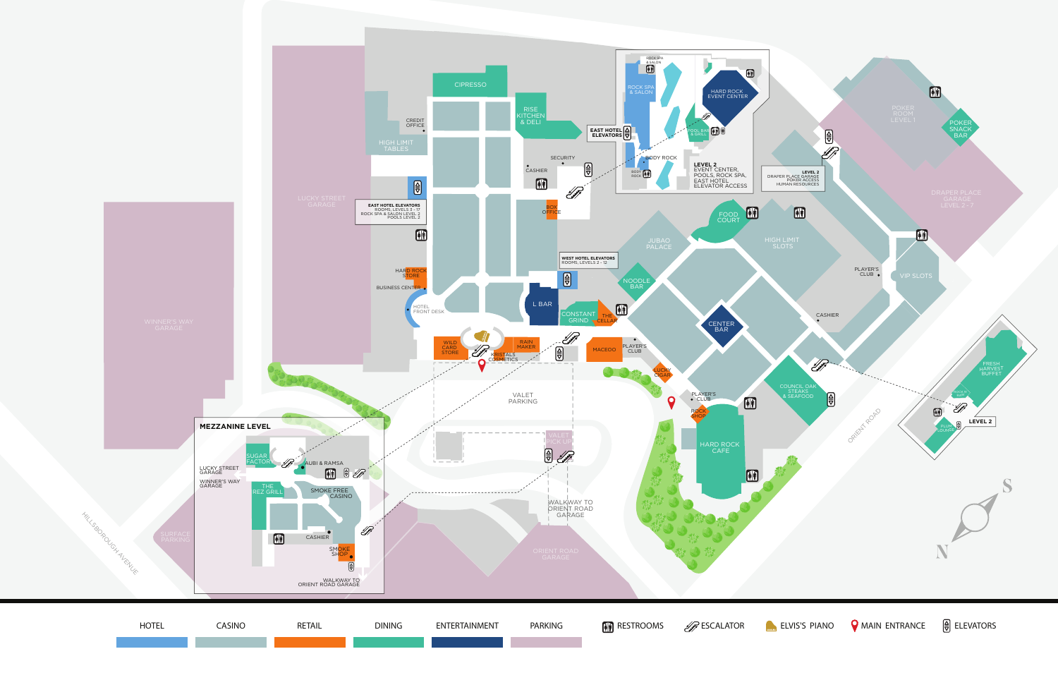CIPRESSO

RISE KITCHEN & DELI

CREDIT OFFICE

HIGH LIMIT TABLES

LUCKY STREET GARAGE

WINNER'S WAY GARAGE

SECURITY

CASHIER

EAST HOTEL ELEVATORS

ROCK SPA & SALON

HARD ROCK EVENT CENTER

POOL BAR & GRILL

BODY ROCK

LEVEL 2
EVENT CENTER, POOLS, ROCK SPA, EAST HOTEL ELEVATOR ACCESS

EAST HOTEL ELEVATORS
ROOMS, LEVELS 3 - 17
ROCK SPA & SALON LEVEL 2
POOLS LEVEL 2

BOX OFFICE

HARD ROCK STORE

BUSINESS CENTER

HOTEL FRONT DESK

WEST HOTEL ELEVATORS
ROOMS, LEVELS 2 - 12

L BAR

CONSTANT GRIND

THE CELLAR

WILD CARD STORE

RAIN MAKER

KRISTALS COSMETICS

MACEOO

PLAYER'S CLUB

LUCKY CIGAR

VALET PARKING

VALET PICK UP

WALKWAY TO ORIENT ROAD GARAGE

ORIENT ROAD GARAGE

SURFACE PARKING

HILLSBOROUGH AVENUE

FOOD COURT

JUBAO PALACE

NOODLE BAR

CENTER BAR

HIGH LIMIT SLOTS

POKER ROOM LEVEL 1

POKER SNACK BAR

LEVEL 2
DRAPER PLACE GARAGE
POKER ACCESS
HUMAN RESOURCES

DRAPER PLACE GARAGE LEVEL 2 - 7

PLAYER'S CLUB

VIP SLOTS

CASHIER

COUNCIL OAK STEAKS & SEAFOOD

PLAYER'S CLUB

ROCK SHOP

HARD ROCK CAFE

FRESH HARVEST BUFFET

NOODLE BAR

PLUSH LOUNGE

LEVEL 2

ORIENT ROAD

## MEZZANINE LEVEL

SUGAR FACTORY

LUCKY STREET GARAGE

WINNER'S WAY GARAGE

AUBI & RAMSA

THE REZ GRILL

SMOKE FREE CASINO

CASHIER

SMOKE SHOP

WALKWAY TO ORIENT ROAD GARAGE

S

N

HOTEL | CASINO | RETAIL | DINING | ENTERTAINMENT | PARKING

RESTROOMS | ESCALATOR | ELVIS'S PIANO | MAIN ENTRANCE | ELEVATORS